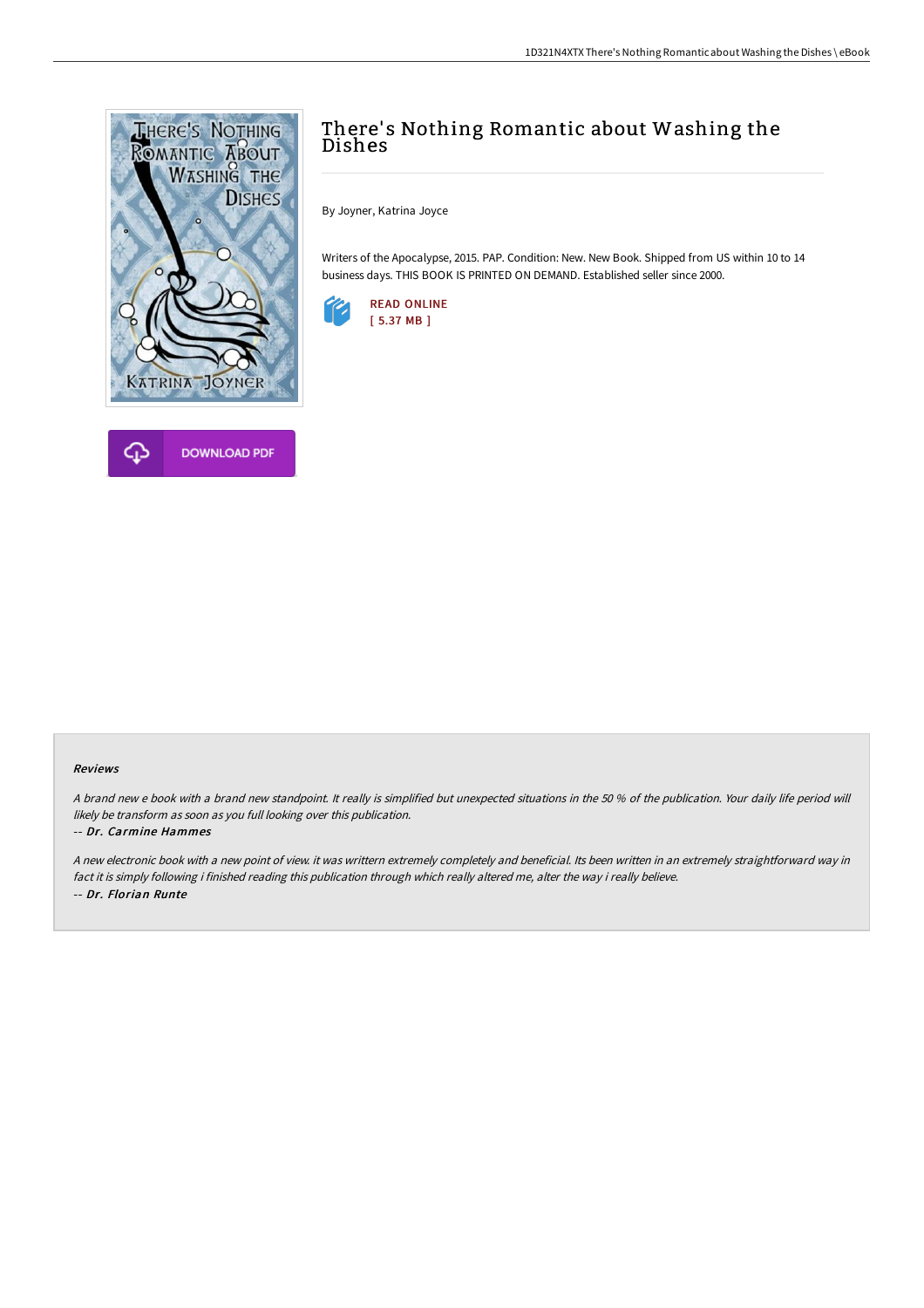# There's Nothing Romantic about Washing the Dishes

By Joyner, Katrina Joyce

Writers of the Apocalypse, 2015. PAP. Condition: New. New Book. Shipped from US within 10 to 14 business days. THIS BOOK IS PRINTED ON DEMAND. Established seller since 2000.

READ ONLINE
[ 5.37 MB ]

DOWNLOAD PDF

### Reviews

*A brand new e book with a brand new standpoint. It really is simplified but unexpected situations in the 50 % of the publication. Your daily life period will likely be transform as soon as you full looking over this publication.*

-- ***Dr. Carmine Hammes***

*A new electronic book with a new point of view. it was writtern extremely completely and beneficial. Its been written in an extremely straightforward way in fact it is simply following i finished reading this publication through which really altered me, alter the way i really believe.*

-- ***Dr. Florian Runte***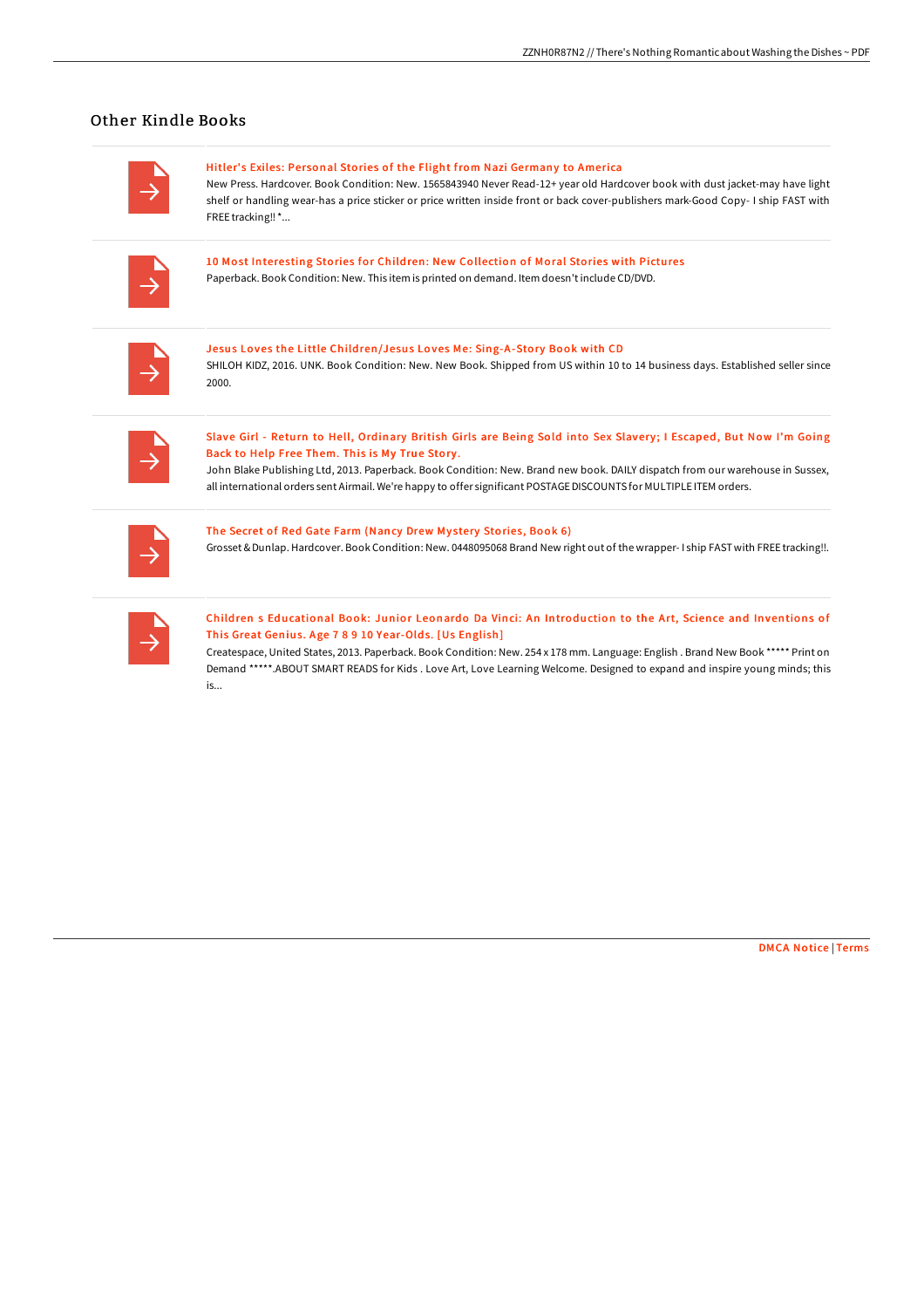## Other Kindle Books

**Hitler's Exiles: Personal Stories of the Flight from Nazi Germany to America**

New Press. Hardcover. Book Condition: New. 1565843940 Never Read-12+ year old Hardcover book with dust jacket-may have light shelf or handling wear-has a price sticker or price written inside front or back cover-publishers mark-Good Copy- I ship FAST with FREE tracking!! *...

**10 Most Interesting Stories for Children: New Collection of Moral Stories with Pictures**

Paperback. Book Condition: New. This item is printed on demand. Item doesn't include CD/DVD.

**Jesus Loves the Little Children/Jesus Loves Me: Sing-A-Story Book with CD**

SHILOH KIDZ, 2016. UNK. Book Condition: New. New Book. Shipped from US within 10 to 14 business days. Established seller since 2000.

**Slave Girl - Return to Hell, Ordinary British Girls are Being Sold into Sex Slavery; I Escaped, But Now I'm Going Back to Help Free Them. This is My True Story.**

John Blake Publishing Ltd, 2013. Paperback. Book Condition: New. Brand new book. DAILY dispatch from our warehouse in Sussex, all international orders sent Airmail. We're happy to offer significant POSTAGE DISCOUNTS for MULTIPLE ITEM orders.

**The Secret of Red Gate Farm (Nancy Drew Mystery Stories, Book 6)**

Grosset & Dunlap. Hardcover. Book Condition: New. 0448095068 Brand New right out of the wrapper- I ship FAST with FREE tracking!!.

**Children s Educational Book: Junior Leonardo Da Vinci: An Introduction to the Art, Science and Inventions of This Great Genius. Age 7 8 9 10 Year-Olds. [Us English]**

Createspace, United States, 2013. Paperback. Book Condition: New. 254 x 178 mm. Language: English . Brand New Book ***** Print on Demand *****.ABOUT SMART READS for Kids . Love Art, Love Learning Welcome. Designed to expand and inspire young minds; this is...

DMCA Notice | Terms